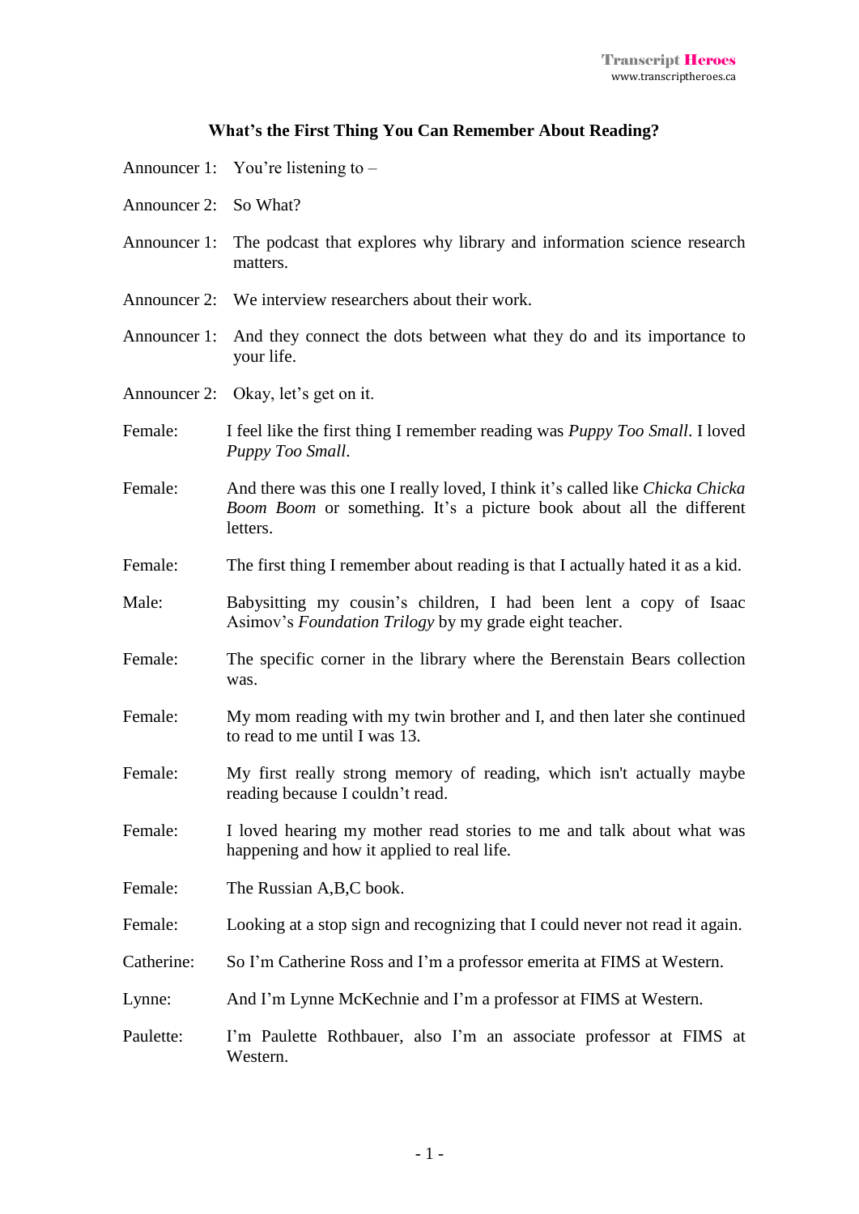# What's the First Thing You Can Remember About Reading?

Announcer 1: You're listening to –

Announcer 2: So What?

Announcer 1: The podcast that explores why library and information science research matters.

Announcer 2: We interview researchers about their work.

Announcer 1: And they connect the dots between what they do and its importance to your life.

Announcer 2: Okay, let's get on it.

Female: I feel like the first thing I remember reading was *Puppy Too Small*. I loved *Puppy Too Small*.

Female: And there was this one I really loved, I think it's called like *Chicka Chicka Boom Boom* or something. It's a picture book about all the different letters.

Female: The first thing I remember about reading is that I actually hated it as a kid.

Male: Babysitting my cousin's children, I had been lent a copy of Isaac Asimov's *Foundation Trilogy* by my grade eight teacher.

Female: The specific corner in the library where the Berenstain Bears collection was.

Female: My mom reading with my twin brother and I, and then later she continued to read to me until I was 13.

Female: My first really strong memory of reading, which isn't actually maybe reading because I couldn't read.

Female: I loved hearing my mother read stories to me and talk about what was happening and how it applied to real life.

Female: The Russian A,B,C book.

Female: Looking at a stop sign and recognizing that I could never not read it again.

Catherine: So I'm Catherine Ross and I'm a professor emerita at FIMS at Western.

Lynne: And I'm Lynne McKechnie and I'm a professor at FIMS at Western.

Paulette: I'm Paulette Rothbauer, also I'm an associate professor at FIMS at Western.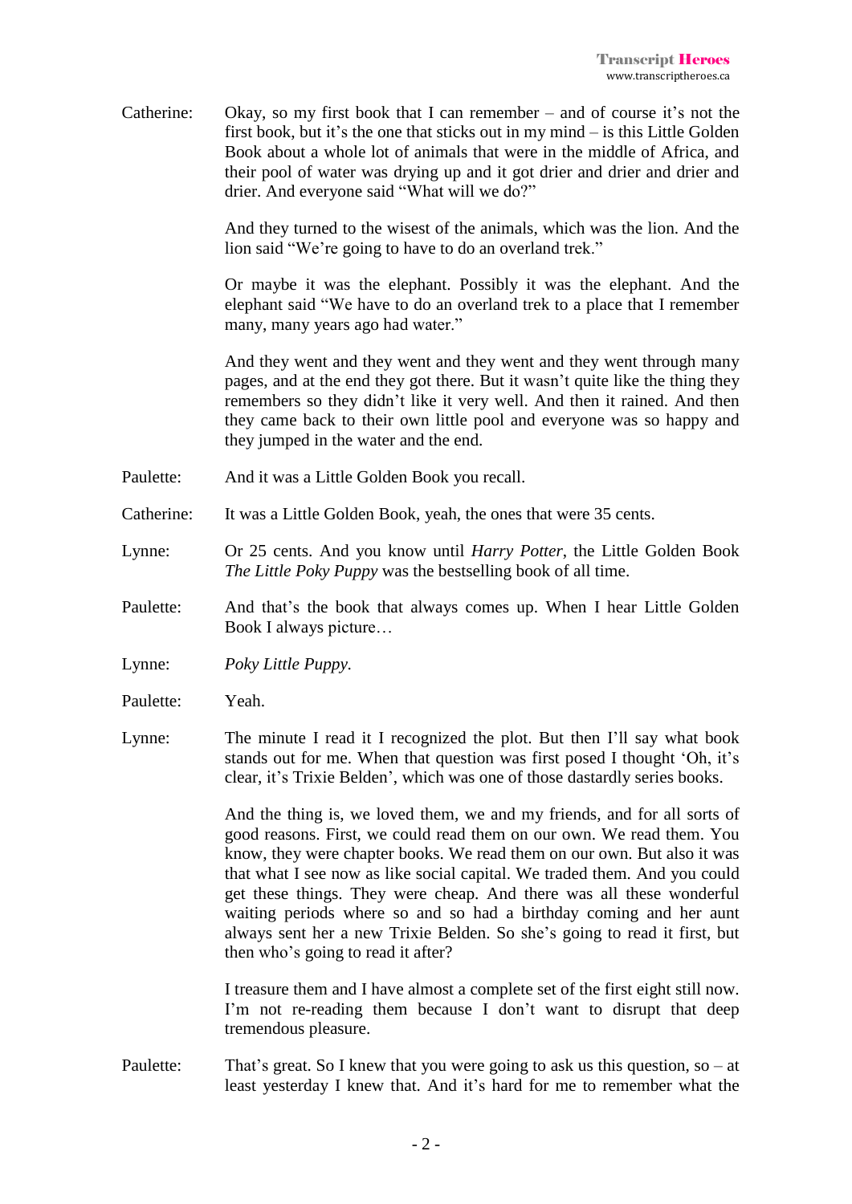Catherine: Okay, so my first book that I can remember – and of course it's not the first book, but it's the one that sticks out in my mind – is this Little Golden Book about a whole lot of animals that were in the middle of Africa, and their pool of water was drying up and it got drier and drier and drier and drier. And everyone said "What will we do?"

And they turned to the wisest of the animals, which was the lion. And the lion said "We're going to have to do an overland trek."

Or maybe it was the elephant. Possibly it was the elephant. And the elephant said "We have to do an overland trek to a place that I remember many, many years ago had water."

And they went and they went and they went and they went through many pages, and at the end they got there. But it wasn't quite like the thing they remembers so they didn't like it very well. And then it rained. And then they came back to their own little pool and everyone was so happy and they jumped in the water and the end.

Paulette: And it was a Little Golden Book you recall.

Catherine: It was a Little Golden Book, yeah, the ones that were 35 cents.

Lynne: Or 25 cents. And you know until *Harry Potter*, the Little Golden Book *The Little Poky Puppy* was the bestselling book of all time.

Paulette: And that's the book that always comes up. When I hear Little Golden Book I always picture…

Lynne: *Poky Little Puppy.*

Paulette: Yeah.

Lynne: The minute I read it I recognized the plot. But then I'll say what book stands out for me. When that question was first posed I thought 'Oh, it's clear, it's Trixie Belden', which was one of those dastardly series books.

And the thing is, we loved them, we and my friends, and for all sorts of good reasons. First, we could read them on our own. We read them. You know, they were chapter books. We read them on our own. But also it was that what I see now as like social capital. We traded them. And you could get these things. They were cheap. And there was all these wonderful waiting periods where so and so had a birthday coming and her aunt always sent her a new Trixie Belden. So she's going to read it first, but then who's going to read it after?

I treasure them and I have almost a complete set of the first eight still now. I'm not re-reading them because I don't want to disrupt that deep tremendous pleasure.

Paulette: That's great. So I knew that you were going to ask us this question, so – at least yesterday I knew that. And it's hard for me to remember what the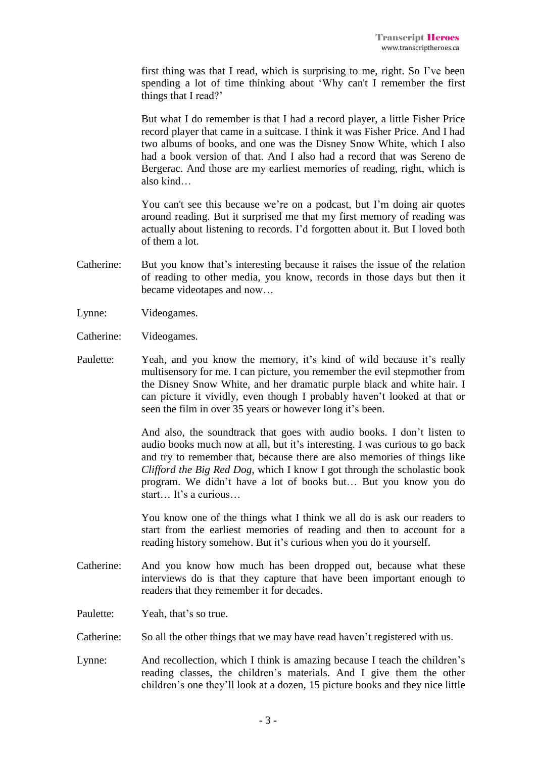first thing was that I read, which is surprising to me, right. So I've been spending a lot of time thinking about 'Why can't I remember the first things that I read?'

But what I do remember is that I had a record player, a little Fisher Price record player that came in a suitcase. I think it was Fisher Price. And I had two albums of books, and one was the Disney Snow White, which I also had a book version of that. And I also had a record that was Sereno de Bergerac. And those are my earliest memories of reading, right, which is also kind…

You can't see this because we're on a podcast, but I'm doing air quotes around reading. But it surprised me that my first memory of reading was actually about listening to records. I'd forgotten about it. But I loved both of them a lot.

Catherine: But you know that's interesting because it raises the issue of the relation of reading to other media, you know, records in those days but then it became videotapes and now…

Lynne: Videogames.

Catherine: Videogames.

Paulette: Yeah, and you know the memory, it's kind of wild because it's really multisensory for me. I can picture, you remember the evil stepmother from the Disney Snow White, and her dramatic purple black and white hair. I can picture it vividly, even though I probably haven't looked at that or seen the film in over 35 years or however long it's been.

And also, the soundtrack that goes with audio books. I don't listen to audio books much now at all, but it's interesting. I was curious to go back and try to remember that, because there are also memories of things like *Clifford the Big Red Dog*, which I know I got through the scholastic book program. We didn't have a lot of books but… But you know you do start… It's a curious…

You know one of the things what I think we all do is ask our readers to start from the earliest memories of reading and then to account for a reading history somehow. But it's curious when you do it yourself.

Catherine: And you know how much has been dropped out, because what these interviews do is that they capture that have been important enough to readers that they remember it for decades.

Paulette: Yeah, that's so true.

Catherine: So all the other things that we may have read haven't registered with us.

Lynne: And recollection, which I think is amazing because I teach the children's reading classes, the children's materials. And I give them the other children's one they'll look at a dozen, 15 picture books and they nice little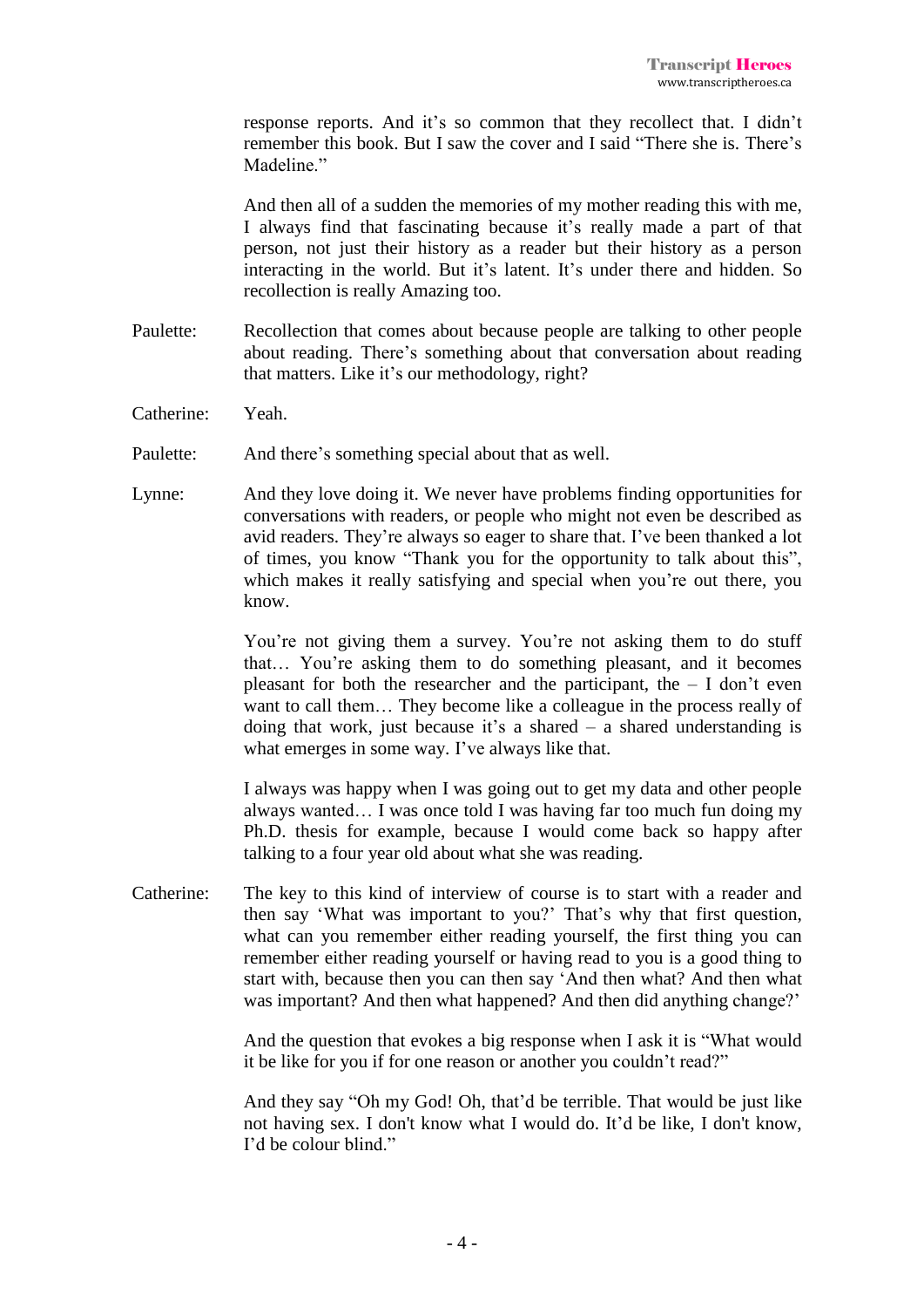response reports. And it's so common that they recollect that. I didn't remember this book. But I saw the cover and I said "There she is. There's Madeline."

And then all of a sudden the memories of my mother reading this with me, I always find that fascinating because it's really made a part of that person, not just their history as a reader but their history as a person interacting in the world. But it's latent. It's under there and hidden. So recollection is really Amazing too.

Paulette: Recollection that comes about because people are talking to other people about reading. There's something about that conversation about reading that matters. Like it's our methodology, right?

Catherine: Yeah.

Paulette: And there's something special about that as well.

Lynne: And they love doing it. We never have problems finding opportunities for conversations with readers, or people who might not even be described as avid readers. They're always so eager to share that. I've been thanked a lot of times, you know "Thank you for the opportunity to talk about this", which makes it really satisfying and special when you're out there, you know.

You're not giving them a survey. You're not asking them to do stuff that… You're asking them to do something pleasant, and it becomes pleasant for both the researcher and the participant, the – I don't even want to call them… They become like a colleague in the process really of doing that work, just because it's a shared – a shared understanding is what emerges in some way. I've always like that.

I always was happy when I was going out to get my data and other people always wanted… I was once told I was having far too much fun doing my Ph.D. thesis for example, because I would come back so happy after talking to a four year old about what she was reading.

Catherine: The key to this kind of interview of course is to start with a reader and then say 'What was important to you?' That's why that first question, what can you remember either reading yourself, the first thing you can remember either reading yourself or having read to you is a good thing to start with, because then you can then say 'And then what? And then what was important? And then what happened? And then did anything change?'

And the question that evokes a big response when I ask it is "What would it be like for you if for one reason or another you couldn't read?"

And they say "Oh my God! Oh, that'd be terrible. That would be just like not having sex. I don't know what I would do. It'd be like, I don't know, I'd be colour blind."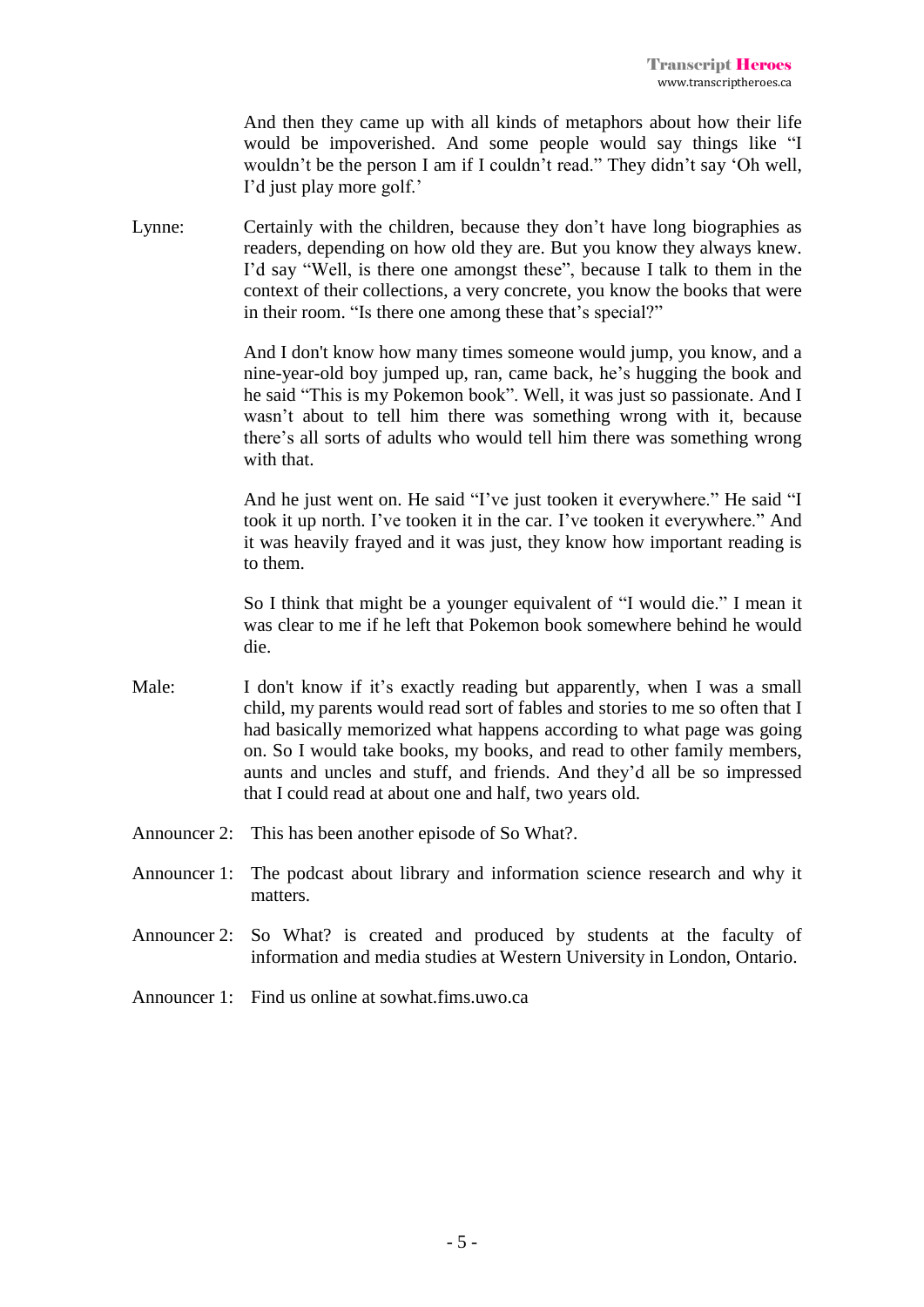And then they came up with all kinds of metaphors about how their life would be impoverished. And some people would say things like "I wouldn't be the person I am if I couldn't read." They didn't say 'Oh well, I'd just play more golf.'

Lynne: Certainly with the children, because they don't have long biographies as readers, depending on how old they are. But you know they always knew. I'd say "Well, is there one amongst these", because I talk to them in the context of their collections, a very concrete, you know the books that were in their room. "Is there one among these that's special?"

And I don't know how many times someone would jump, you know, and a nine-year-old boy jumped up, ran, came back, he's hugging the book and he said "This is my Pokemon book". Well, it was just so passionate. And I wasn't about to tell him there was something wrong with it, because there's all sorts of adults who would tell him there was something wrong with that.

And he just went on. He said "I've just tooken it everywhere." He said "I took it up north. I've tooken it in the car. I've tooken it everywhere." And it was heavily frayed and it was just, they know how important reading is to them.

So I think that might be a younger equivalent of "I would die." I mean it was clear to me if he left that Pokemon book somewhere behind he would die.

Male: I don't know if it's exactly reading but apparently, when I was a small child, my parents would read sort of fables and stories to me so often that I had basically memorized what happens according to what page was going on. So I would take books, my books, and read to other family members, aunts and uncles and stuff, and friends. And they'd all be so impressed that I could read at about one and half, two years old.

Announcer 2: This has been another episode of So What?.

Announcer 1: The podcast about library and information science research and why it matters.

Announcer 2: So What? is created and produced by students at the faculty of information and media studies at Western University in London, Ontario.

Announcer 1: Find us online at sowhat.fims.uwo.ca